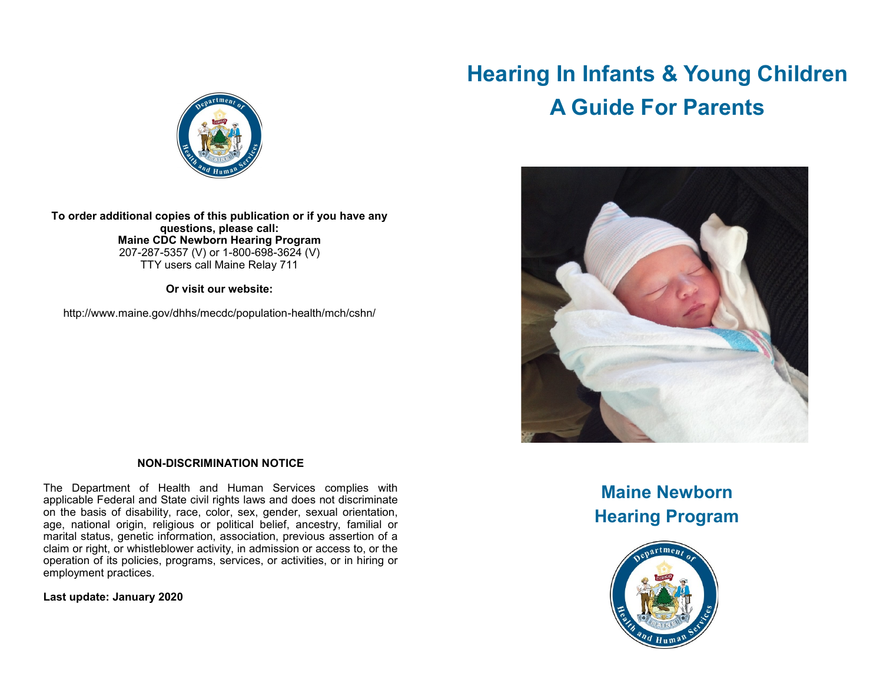To order additional copies of this publication or if you have any questions, please call:

**Maine CDC Newborn Hearing Program**

207-287-5357 (V) or 1-800-698-3624 (V)

TTY users call Maine Relay 711

**Or visit our website:**

http://www.maine.gov/dhhs/mecdc/population-health/mch/cshn/

**NON-DISCRIMINATION NOTICE**

The Department of Health and Human Services complies with applicable Federal and State civil rights laws and does not discriminate on the basis of disability, race, color, sex, gender, sexual orientation, age, national origin, religious or political belief, ancestry, familial or marital status, genetic information, association, previous assertion of a claim or right, or whistleblower activity, in admission or access to, or the operation of its policies, programs, services, or activities, or in hiring or employment practices.

**Last update: January 2020**

# Hearing In Infants & Young Children
# A Guide For Parents

## Maine Newborn Hearing Program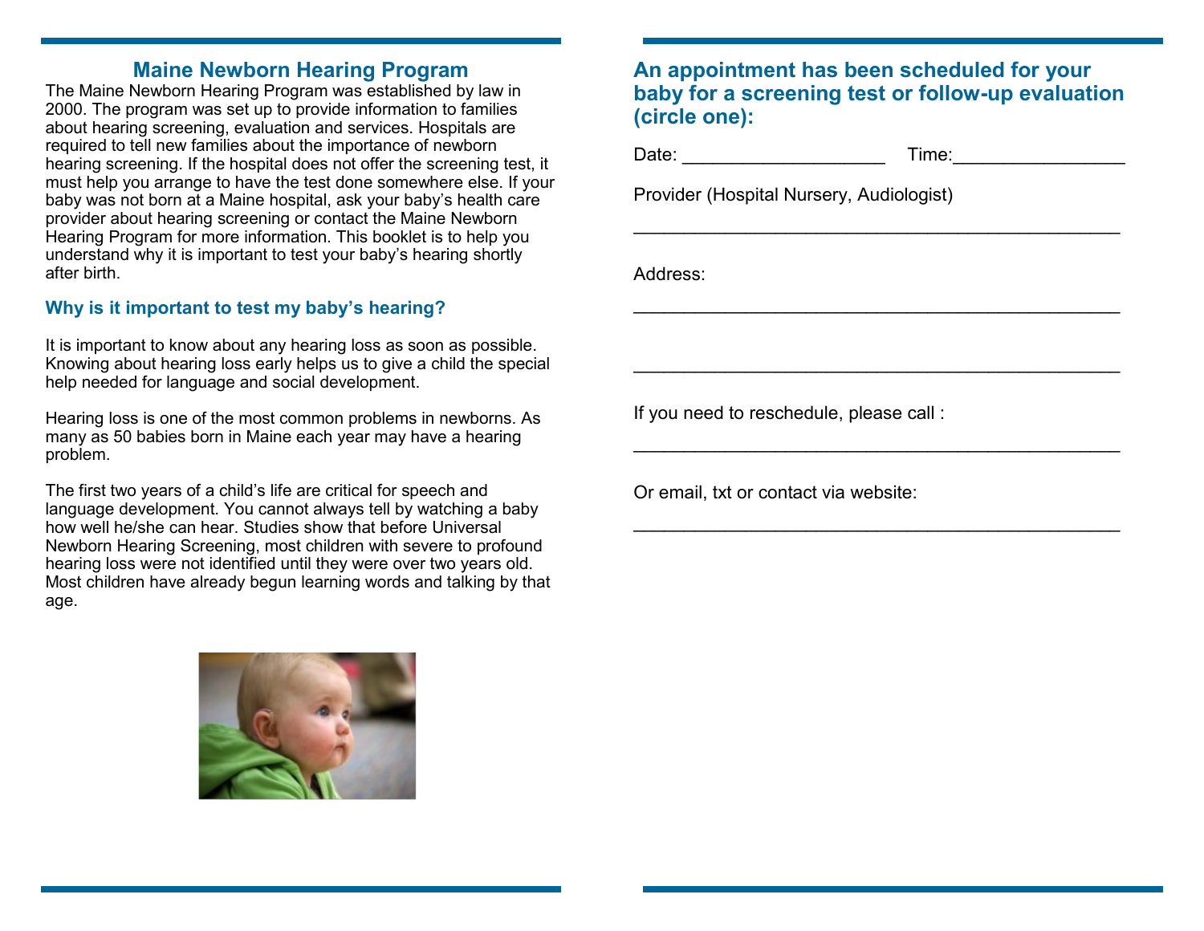## Maine Newborn Hearing Program

The Maine Newborn Hearing Program was established by law in 2000. The program was set up to provide information to families about hearing screening, evaluation and services. Hospitals are required to tell new families about the importance of newborn hearing screening. If the hospital does not offer the screening test, it must help you arrange to have the test done somewhere else. If your baby was not born at a Maine hospital, ask your baby's health care provider about hearing screening or contact the Maine Newborn Hearing Program for more information. This booklet is to help you understand why it is important to test your baby's hearing shortly after birth.

### Why is it important to test my baby's hearing?

It is important to know about any hearing loss as soon as possible. Knowing about hearing loss early helps us to give a child the special help needed for language and social development.

Hearing loss is one of the most common problems in newborns. As many as 50 babies born in Maine each year may have a hearing problem.

The first two years of a child's life are critical for speech and language development. You cannot always tell by watching a baby how well he/she can hear. Studies show that before Universal Newborn Hearing Screening, most children with severe to profound hearing loss were not identified until they were over two years old. Most children have already begun learning words and talking by that age.

### An appointment has been scheduled for your baby for a screening test or follow-up evaluation (circle one):

Date: ____________________ Time:_________________

Provider (Hospital Nursery, Audiologist)

_______________________________________________

Address:

_______________________________________________

_______________________________________________

If you need to reschedule, please call :

_______________________________________________

Or email, txt or contact via website:

_______________________________________________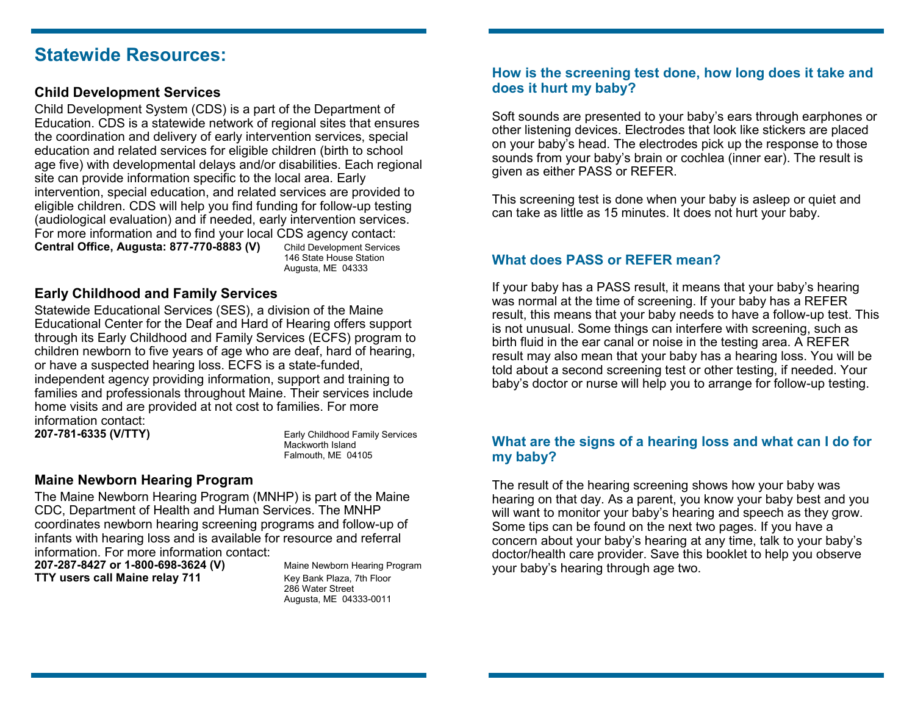# Statewide Resources:

### Child Development Services

Child Development System (CDS) is a part of the Department of Education. CDS is a statewide network of regional sites that ensures the coordination and delivery of early intervention services, special education and related services for eligible children (birth to school age five) with developmental delays and/or disabilities. Each regional site can provide information specific to the local area. Early intervention, special education, and related services are provided to eligible children. CDS will help you find funding for follow-up testing (audiological evaluation) and if needed, early intervention services. For more information and to find your local CDS agency contact:

**Central Office, Augusta: 877-770-8883 (V)**

Child Development Services
146 State House Station
Augusta, ME 04333

### Early Childhood and Family Services

Statewide Educational Services (SES), a division of the Maine Educational Center for the Deaf and Hard of Hearing offers support through its Early Childhood and Family Services (ECFS) program to children newborn to five years of age who are deaf, hard of hearing, or have a suspected hearing loss. ECFS is a state-funded, independent agency providing information, support and training to families and professionals throughout Maine. Their services include home visits and are provided at not cost to families. For more information contact:

**207-781-6335 (V/TTY)**

Early Childhood Family Services
Mackworth Island
Falmouth, ME 04105

### Maine Newborn Hearing Program

The Maine Newborn Hearing Program (MNHP) is part of the Maine CDC, Department of Health and Human Services. The MNHP coordinates newborn hearing screening programs and follow-up of infants with hearing loss and is available for resource and referral information. For more information contact:

**207-287-8427 or 1-800-698-3624 (V)**
**TTY users call Maine relay 711**

Maine Newborn Hearing Program
Key Bank Plaza, 7th Floor
286 Water Street
Augusta, ME 04333-0011

### How is the screening test done, how long does it take and does it hurt my baby?

Soft sounds are presented to your baby's ears through earphones or other listening devices. Electrodes that look like stickers are placed on your baby's head. The electrodes pick up the response to those sounds from your baby's brain or cochlea (inner ear). The result is given as either PASS or REFER.

This screening test is done when your baby is asleep or quiet and can take as little as 15 minutes. It does not hurt your baby.

### What does PASS or REFER mean?

If your baby has a PASS result, it means that your baby's hearing was normal at the time of screening. If your baby has a REFER result, this means that your baby needs to have a follow-up test. This is not unusual. Some things can interfere with screening, such as birth fluid in the ear canal or noise in the testing area. A REFER result may also mean that your baby has a hearing loss. You will be told about a second screening test or other testing, if needed. Your baby's doctor or nurse will help you to arrange for follow-up testing.

### What are the signs of a hearing loss and what can I do for my baby?

The result of the hearing screening shows how your baby was hearing on that day. As a parent, you know your baby best and you will want to monitor your baby's hearing and speech as they grow. Some tips can be found on the next two pages. If you have a concern about your baby's hearing at any time, talk to your baby's doctor/health care provider. Save this booklet to help you observe your baby's hearing through age two.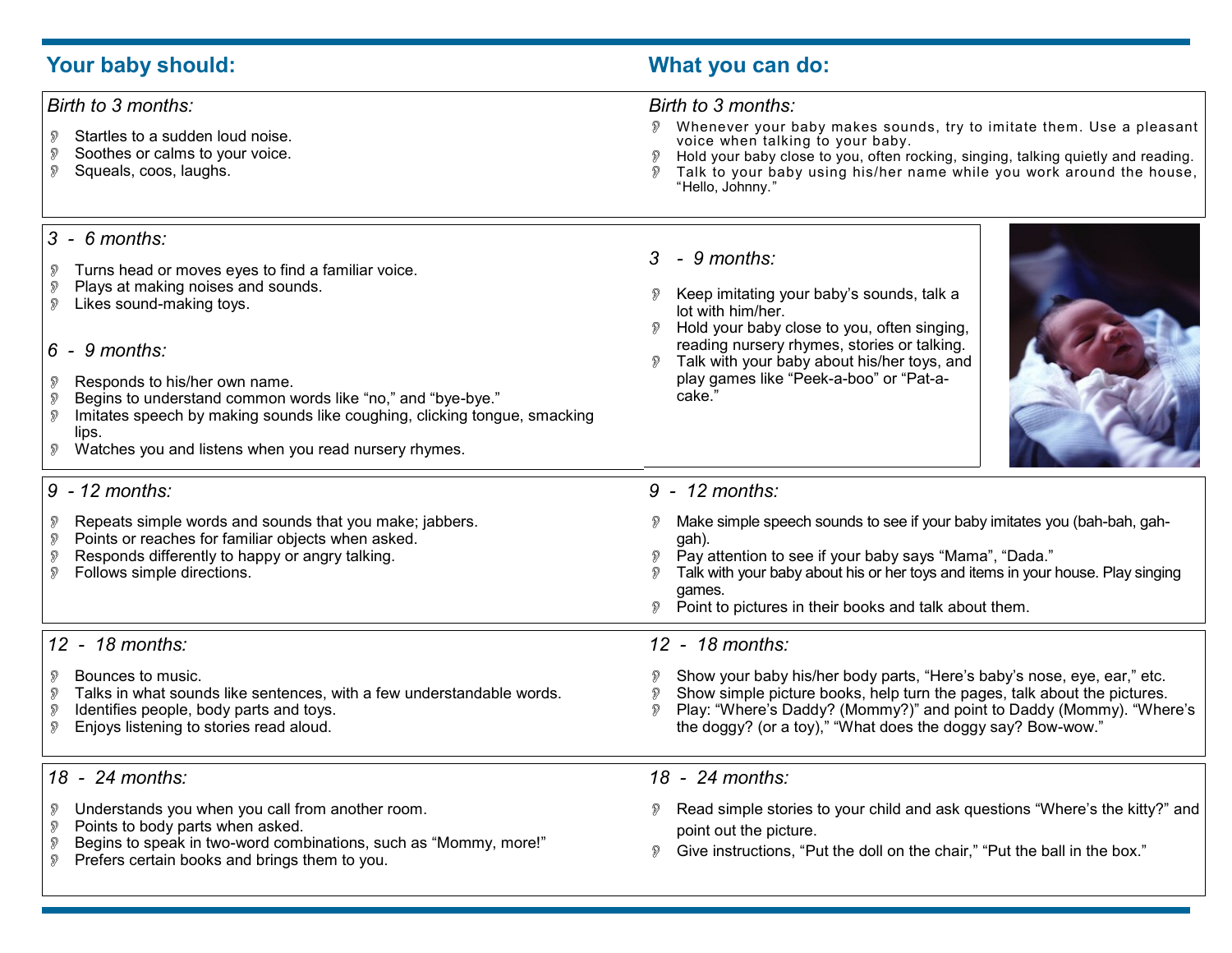## Your baby should:

*Birth to 3 months:*

- Startles to a sudden loud noise.
- Soothes or calms to your voice.
- Squeals, coos, laughs.

*3 - 6 months:*

- Turns head or moves eyes to find a familiar voice.
- Plays at making noises and sounds.
- Likes sound-making toys.

*6 - 9 months:*

- Responds to his/her own name.
- Begins to understand common words like "no," and "bye-bye."
- Imitates speech by making sounds like coughing, clicking tongue, smacking lips.
- Watches you and listens when you read nursery rhymes.

*9 - 12 months:*

- Repeats simple words and sounds that you make; jabbers.
- Points or reaches for familiar objects when asked.
- Responds differently to happy or angry talking.
- Follows simple directions.

*12 - 18 months:*

- Bounces to music.
- Talks in what sounds like sentences, with a few understandable words.
- Identifies people, body parts and toys.
- Enjoys listening to stories read aloud.

*18 - 24 months:*

- Understands you when you call from another room.
- Points to body parts when asked.
- Begins to speak in two-word combinations, such as "Mommy, more!"
- Prefers certain books and brings them to you.

## What you can do:

*Birth to 3 months:*

- Whenever your baby makes sounds, try to imitate them. Use a pleasant voice when talking to your baby.
- Hold your baby close to you, often rocking, singing, talking quietly and reading.
- Talk to your baby using his/her name while you work around the house, "Hello, Johnny."

*3 - 9 months:*

- Keep imitating your baby's sounds, talk a lot with him/her.
- Hold your baby close to you, often singing, reading nursery rhymes, stories or talking.
- Talk with your baby about his/her toys, and play games like "Peek-a-boo" or "Pat-a-cake."

*9 - 12 months:*

- Make simple speech sounds to see if your baby imitates you (bah-bah, gah-gah).
- Pay attention to see if your baby says "Mama", "Dada."
- Talk with your baby about his or her toys and items in your house. Play singing games.
- Point to pictures in their books and talk about them.

*12 - 18 months:*

- Show your baby his/her body parts, "Here's baby's nose, eye, ear," etc.
- Show simple picture books, help turn the pages, talk about the pictures.
- Play: "Where's Daddy? (Mommy?)" and point to Daddy (Mommy). "Where's the doggy? (or a toy)," "What does the doggy say? Bow-wow."

*18 - 24 months:*

- Read simple stories to your child and ask questions "Where's the kitty?" and point out the picture.
- Give instructions, "Put the doll on the chair," "Put the ball in the box."